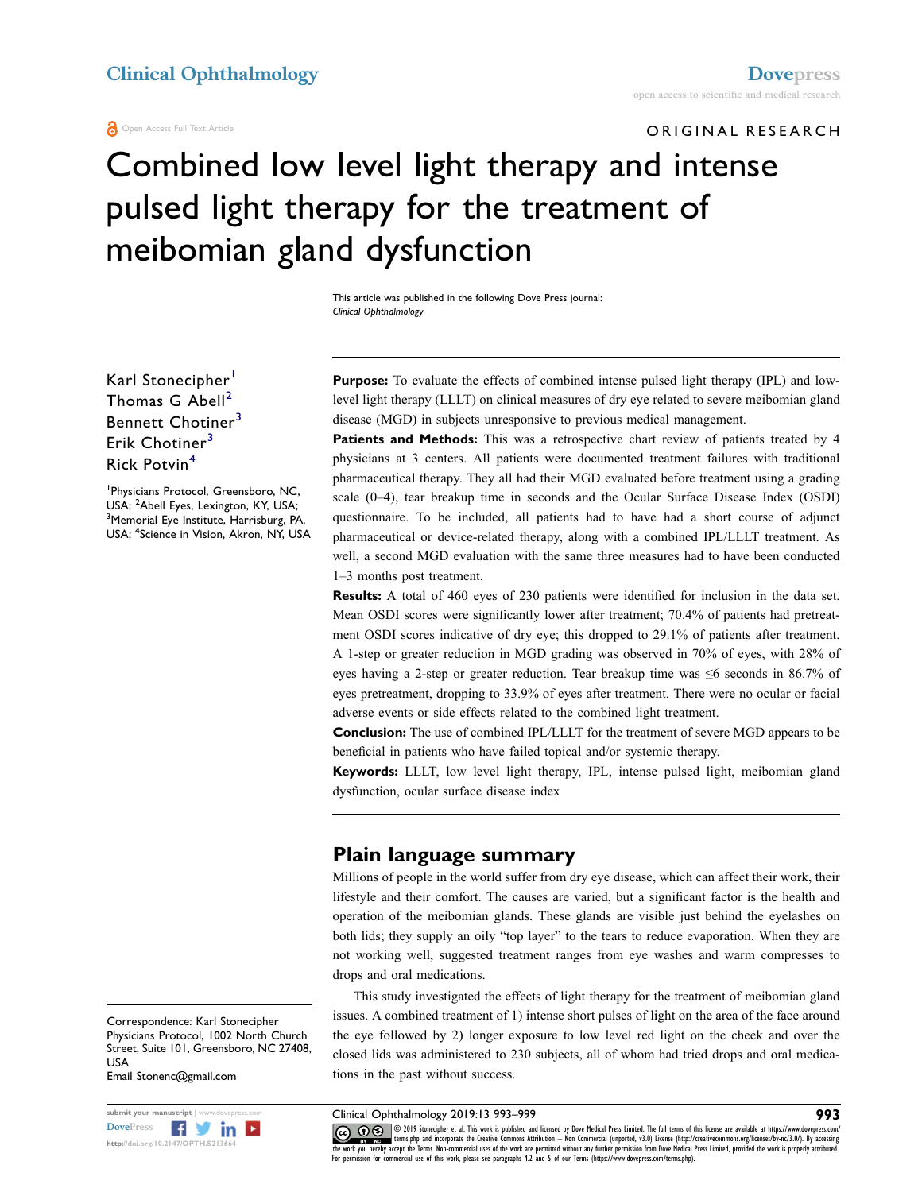Open Access Full Text Article

ORIGINAL RESEARCH

# Combined low level light therapy and intense pulsed light therapy for the treatment of meibomian gland dysfunction

This article was published in the following Dove Press journal:
*Clinical Ophthalmology*

Karl Stonecipher[1]
Thomas G Abell[2]
Bennett Chotiner[3]
Erik Chotiner[3]
Rick Potvin[4]

[1]Physicians Protocol, Greensboro, NC, USA; [2]Abell Eyes, Lexington, KY, USA; [3]Memorial Eye Institute, Harrisburg, PA, USA; [4]Science in Vision, Akron, NY, USA

**Purpose:** To evaluate the effects of combined intense pulsed light therapy (IPL) and low-level light therapy (LLLT) on clinical measures of dry eye related to severe meibomian gland disease (MGD) in subjects unresponsive to previous medical management.

**Patients and Methods:** This was a retrospective chart review of patients treated by 4 physicians at 3 centers. All patients were documented treatment failures with traditional pharmaceutical therapy. They all had their MGD evaluated before treatment using a grading scale (0–4), tear breakup time in seconds and the Ocular Surface Disease Index (OSDI) questionnaire. To be included, all patients had to have had a short course of adjunct pharmaceutical or device-related therapy, along with a combined IPL/LLLT treatment. As well, a second MGD evaluation with the same three measures had to have been conducted 1–3 months post treatment.

**Results:** A total of 460 eyes of 230 patients were identified for inclusion in the data set. Mean OSDI scores were significantly lower after treatment; 70.4% of patients had pretreatment OSDI scores indicative of dry eye; this dropped to 29.1% of patients after treatment. A 1-step or greater reduction in MGD grading was observed in 70% of eyes, with 28% of eyes having a 2-step or greater reduction. Tear breakup time was ≤6 seconds in 86.7% of eyes pretreatment, dropping to 33.9% of eyes after treatment. There were no ocular or facial adverse events or side effects related to the combined light treatment.

**Conclusion:** The use of combined IPL/LLLT for the treatment of severe MGD appears to be beneficial in patients who have failed topical and/or systemic therapy.

**Keywords:** LLLT, low level light therapy, IPL, intense pulsed light, meibomian gland dysfunction, ocular surface disease index

## Plain language summary

Millions of people in the world suffer from dry eye disease, which can affect their work, their lifestyle and their comfort. The causes are varied, but a significant factor is the health and operation of the meibomian glands. These glands are visible just behind the eyelashes on both lids; they supply an oily "top layer" to the tears to reduce evaporation. When they are not working well, suggested treatment ranges from eye washes and warm compresses to drops and oral medications.

This study investigated the effects of light therapy for the treatment of meibomian gland issues. A combined treatment of 1) intense short pulses of light on the area of the face around the eye followed by 2) longer exposure to low level red light on the cheek and over the closed lids was administered to 230 subjects, all of whom had tried drops and oral medications in the past without success.

Correspondence: Karl Stonecipher
Physicians Protocol, 1002 North Church Street, Suite 101, Greensboro, NC 27408, USA
Email Stonenc@gmail.com

© 2019 Stonecipher et al. This work is published and licensed by Dove Medical Press Limited. The full terms of this license are available at https://www.dovepress.com/terms.php and incorporate the Creative Commons Attribution – Non Commercial (unported, v3.0) License (http://creativecommons.org/licenses/by-nc/3.0/). By accessing the work you hereby accept the Terms. Non-commercial uses of the work are permitted without any further permission from Dove Medical Press Limited, provided the work is properly attributed. For permission for commercial use of this work, please see paragraphs 4.2 and 5 of our Terms (https://www.dovepress.com/terms.php).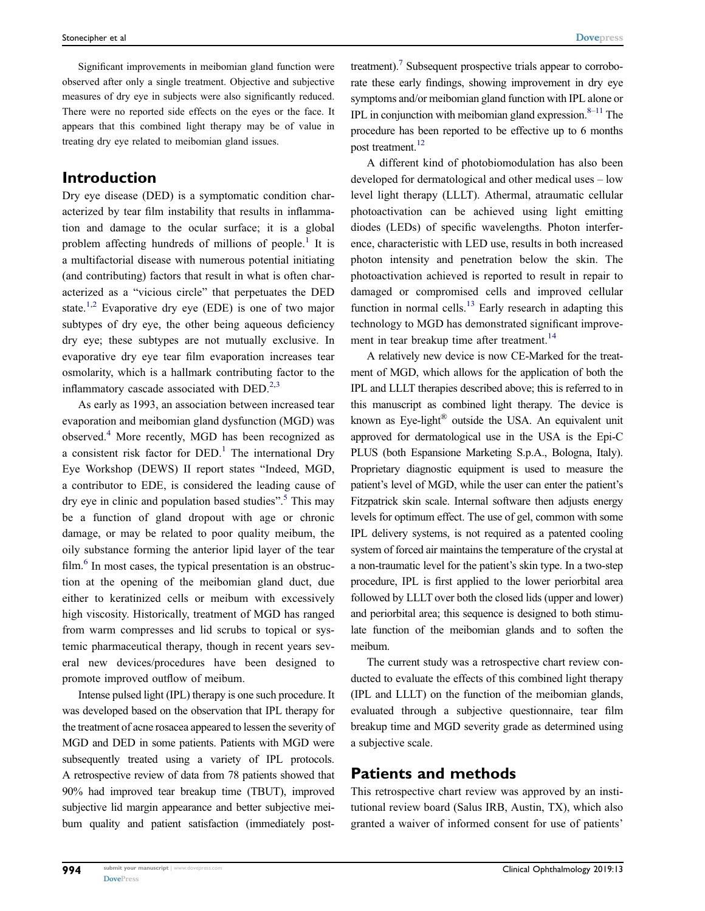Significant improvements in meibomian gland function were observed after only a single treatment. Objective and subjective measures of dry eye in subjects were also significantly reduced. There were no reported side effects on the eyes or the face. It appears that this combined light therapy may be of value in treating dry eye related to meibomian gland issues.

## Introduction

Dry eye disease (DED) is a symptomatic condition characterized by tear film instability that results in inflammation and damage to the ocular surface; it is a global problem affecting hundreds of millions of people.[1] It is a multifactorial disease with numerous potential initiating (and contributing) factors that result in what is often characterized as a "vicious circle" that perpetuates the DED state.[1,2] Evaporative dry eye (EDE) is one of two major subtypes of dry eye, the other being aqueous deficiency dry eye; these subtypes are not mutually exclusive. In evaporative dry eye tear film evaporation increases tear osmolarity, which is a hallmark contributing factor to the inflammatory cascade associated with DED.[2,3]

As early as 1993, an association between increased tear evaporation and meibomian gland dysfunction (MGD) was observed.[4] More recently, MGD has been recognized as a consistent risk factor for DED.[1] The international Dry Eye Workshop (DEWS) II report states "Indeed, MGD, a contributor to EDE, is considered the leading cause of dry eye in clinic and population based studies".[5] This may be a function of gland dropout with age or chronic damage, or may be related to poor quality meibum, the oily substance forming the anterior lipid layer of the tear film.[6] In most cases, the typical presentation is an obstruction at the opening of the meibomian gland duct, due either to keratinized cells or meibum with excessively high viscosity. Historically, treatment of MGD has ranged from warm compresses and lid scrubs to topical or systemic pharmaceutical therapy, though in recent years several new devices/procedures have been designed to promote improved outflow of meibum.

Intense pulsed light (IPL) therapy is one such procedure. It was developed based on the observation that IPL therapy for the treatment of acne rosacea appeared to lessen the severity of MGD and DED in some patients. Patients with MGD were subsequently treated using a variety of IPL protocols. A retrospective review of data from 78 patients showed that 90% had improved tear breakup time (TBUT), improved subjective lid margin appearance and better subjective meibum quality and patient satisfaction (immediately post-treatment).[7] Subsequent prospective trials appear to corroborate these early findings, showing improvement in dry eye symptoms and/or meibomian gland function with IPL alone or IPL in conjunction with meibomian gland expression.[8–11] The procedure has been reported to be effective up to 6 months post treatment.[12]

A different kind of photobiomodulation has also been developed for dermatological and other medical uses – low level light therapy (LLLT). Athermal, atraumatic cellular photoactivation can be achieved using light emitting diodes (LEDs) of specific wavelengths. Photon interference, characteristic with LED use, results in both increased photon intensity and penetration below the skin. The photoactivation achieved is reported to result in repair to damaged or compromised cells and improved cellular function in normal cells.[13] Early research in adapting this technology to MGD has demonstrated significant improvement in tear breakup time after treatment.[14]

A relatively new device is now CE-Marked for the treatment of MGD, which allows for the application of both the IPL and LLLT therapies described above; this is referred to in this manuscript as combined light therapy. The device is known as Eye-light® outside the USA. An equivalent unit approved for dermatological use in the USA is the Epi-C PLUS (both Espansione Marketing S.p.A., Bologna, Italy). Proprietary diagnostic equipment is used to measure the patient's level of MGD, while the user can enter the patient's Fitzpatrick skin scale. Internal software then adjusts energy levels for optimum effect. The use of gel, common with some IPL delivery systems, is not required as a patented cooling system of forced air maintains the temperature of the crystal at a non-traumatic level for the patient's skin type. In a two-step procedure, IPL is first applied to the lower periorbital area followed by LLLT over both the closed lids (upper and lower) and periorbital area; this sequence is designed to both stimulate function of the meibomian glands and to soften the meibum.

The current study was a retrospective chart review conducted to evaluate the effects of this combined light therapy (IPL and LLLT) on the function of the meibomian glands, evaluated through a subjective questionnaire, tear film breakup time and MGD severity grade as determined using a subjective scale.

## Patients and methods

This retrospective chart review was approved by an institutional review board (Salus IRB, Austin, TX), which also granted a waiver of informed consent for use of patients'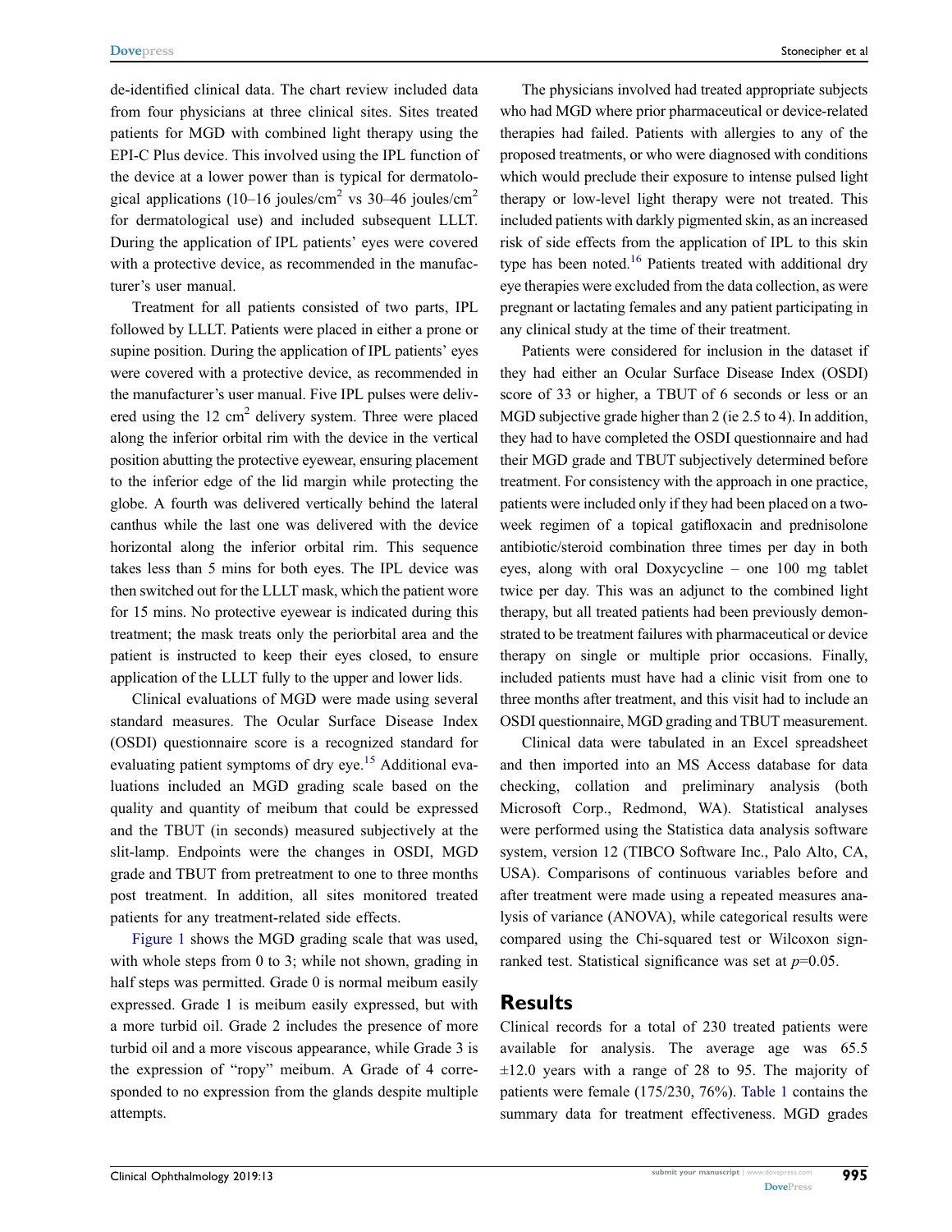de-identified clinical data. The chart review included data from four physicians at three clinical sites. Sites treated patients for MGD with combined light therapy using the EPI-C Plus device. This involved using the IPL function of the device at a lower power than is typical for dermatological applications (10–16 joules/cm$^2$ vs 30–46 joules/cm$^2$ for dermatological use) and included subsequent LLLT. During the application of IPL patients' eyes were covered with a protective device, as recommended in the manufacturer's user manual.

Treatment for all patients consisted of two parts, IPL followed by LLLT. Patients were placed in either a prone or supine position. During the application of IPL patients' eyes were covered with a protective device, as recommended in the manufacturer's user manual. Five IPL pulses were delivered using the 12 cm$^2$ delivery system. Three were placed along the inferior orbital rim with the device in the vertical position abutting the protective eyewear, ensuring placement to the inferior edge of the lid margin while protecting the globe. A fourth was delivered vertically behind the lateral canthus while the last one was delivered with the device horizontal along the inferior orbital rim. This sequence takes less than 5 mins for both eyes. The IPL device was then switched out for the LLLT mask, which the patient wore for 15 mins. No protective eyewear is indicated during this treatment; the mask treats only the periorbital area and the patient is instructed to keep their eyes closed, to ensure application of the LLLT fully to the upper and lower lids.

Clinical evaluations of MGD were made using several standard measures. The Ocular Surface Disease Index (OSDI) questionnaire score is a recognized standard for evaluating patient symptoms of dry eye.[15] Additional evaluations included an MGD grading scale based on the quality and quantity of meibum that could be expressed and the TBUT (in seconds) measured subjectively at the slit-lamp. Endpoints were the changes in OSDI, MGD grade and TBUT from pretreatment to one to three months post treatment. In addition, all sites monitored treated patients for any treatment-related side effects.

Figure 1 shows the MGD grading scale that was used, with whole steps from 0 to 3; while not shown, grading in half steps was permitted. Grade 0 is normal meibum easily expressed. Grade 1 is meibum easily expressed, but with a more turbid oil. Grade 2 includes the presence of more turbid oil and a more viscous appearance, while Grade 3 is the expression of "ropy" meibum. A Grade of 4 corresponded to no expression from the glands despite multiple attempts.

The physicians involved had treated appropriate subjects who had MGD where prior pharmaceutical or device-related therapies had failed. Patients with allergies to any of the proposed treatments, or who were diagnosed with conditions which would preclude their exposure to intense pulsed light therapy or low-level light therapy were not treated. This included patients with darkly pigmented skin, as an increased risk of side effects from the application of IPL to this skin type has been noted.[16] Patients treated with additional dry eye therapies were excluded from the data collection, as were pregnant or lactating females and any patient participating in any clinical study at the time of their treatment.

Patients were considered for inclusion in the dataset if they had either an Ocular Surface Disease Index (OSDI) score of 33 or higher, a TBUT of 6 seconds or less or an MGD subjective grade higher than 2 (ie 2.5 to 4). In addition, they had to have completed the OSDI questionnaire and had their MGD grade and TBUT subjectively determined before treatment. For consistency with the approach in one practice, patients were included only if they had been placed on a two-week regimen of a topical gatifloxacin and prednisolone antibiotic/steroid combination three times per day in both eyes, along with oral Doxycycline – one 100 mg tablet twice per day. This was an adjunct to the combined light therapy, but all treated patients had been previously demonstrated to be treatment failures with pharmaceutical or device therapy on single or multiple prior occasions. Finally, included patients must have had a clinic visit from one to three months after treatment, and this visit had to include an OSDI questionnaire, MGD grading and TBUT measurement.

Clinical data were tabulated in an Excel spreadsheet and then imported into an MS Access database for data checking, collation and preliminary analysis (both Microsoft Corp., Redmond, WA). Statistical analyses were performed using the Statistica data analysis software system, version 12 (TIBCO Software Inc., Palo Alto, CA, USA). Comparisons of continuous variables before and after treatment were made using a repeated measures analysis of variance (ANOVA), while categorical results were compared using the Chi-squared test or Wilcoxon sign-ranked test. Statistical significance was set at $p$=0.05.

## Results

Clinical records for a total of 230 treated patients were available for analysis. The average age was 65.5 ±12.0 years with a range of 28 to 95. The majority of patients were female (175/230, 76%). Table 1 contains the summary data for treatment effectiveness. MGD grades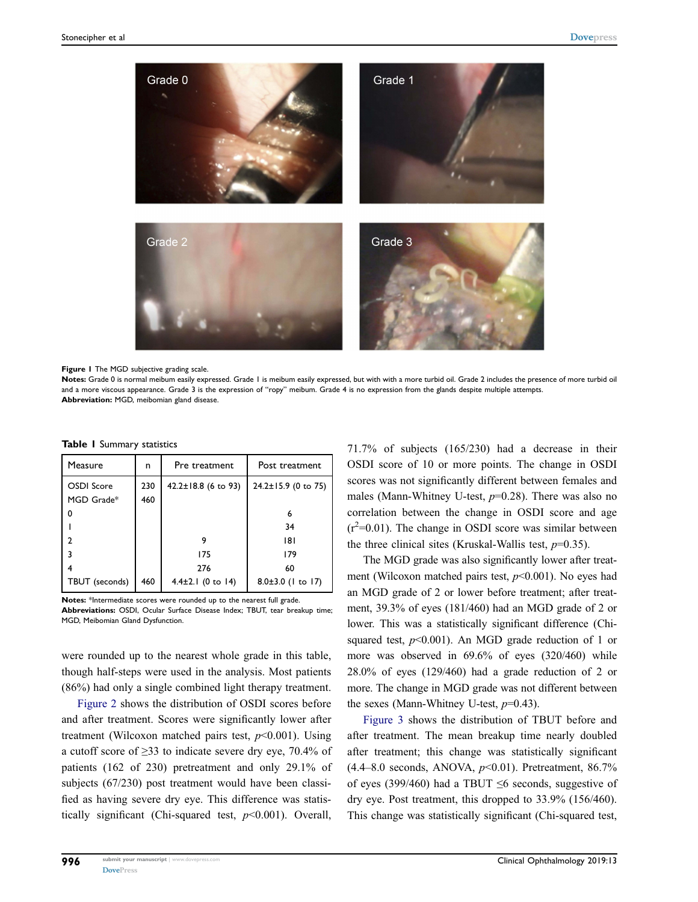**Figure 1** The MGD subjective grading scale.

**Notes:** Grade 0 is normal meibum easily expressed. Grade 1 is meibum easily expressed, but with with a more turbid oil. Grade 2 includes the presence of more turbid oil and a more viscous appearance. Grade 3 is the expression of "ropy" meibum. Grade 4 is no expression from the glands despite multiple attempts.
**Abbreviation:** MGD, meibomian gland disease.

**Table 1** Summary statistics

| Measure | n | Pre treatment | Post treatment |
|---|---|---|---|
| OSDI Score | 230 | 42.2±18.8 (6 to 93) | 24.2±15.9 (0 to 75) |
| MGD Grade* | 460 | | |
| 0 | | | 6 |
| 1 | | | 34 |
| 2 | | 9 | 181 |
| 3 | | 175 | 179 |
| 4 | | 276 | 60 |
| TBUT (seconds) | 460 | 4.4±2.1 (0 to 14) | 8.0±3.0 (1 to 17) |

**Notes:** *Intermediate scores were rounded up to the nearest full grade.
**Abbreviations:** OSDI, Ocular Surface Disease Index; TBUT, tear breakup time; MGD, Meibomian Gland Dysfunction.

were rounded up to the nearest whole grade in this table, though half-steps were used in the analysis. Most patients (86%) had only a single combined light therapy treatment.

Figure 2 shows the distribution of OSDI scores before and after treatment. Scores were significantly lower after treatment (Wilcoxon matched pairs test, $p<0.001$). Using a cutoff score of ≥33 to indicate severe dry eye, 70.4% of patients (162 of 230) pretreatment and only 29.1% of subjects (67/230) post treatment would have been classified as having severe dry eye. This difference was statistically significant (Chi-squared test, $p<0.001$). Overall, 71.7% of subjects (165/230) had a decrease in their OSDI score of 10 or more points. The change in OSDI scores was not significantly different between females and males (Mann-Whitney U-test, $p=0.28$). There was also no correlation between the change in OSDI score and age ($r^2=0.01$). The change in OSDI score was similar between the three clinical sites (Kruskal-Wallis test, $p=0.35$).

The MGD grade was also significantly lower after treatment (Wilcoxon matched pairs test, $p<0.001$). No eyes had an MGD grade of 2 or lower before treatment; after treatment, 39.3% of eyes (181/460) had an MGD grade of 2 or lower. This was a statistically significant difference (Chi-squared test, $p<0.001$). An MGD grade reduction of 1 or more was observed in 69.6% of eyes (320/460) while 28.0% of eyes (129/460) had a grade reduction of 2 or more. The change in MGD grade was not different between the sexes (Mann-Whitney U-test, $p=0.43$).

Figure 3 shows the distribution of TBUT before and after treatment. The mean breakup time nearly doubled after treatment; this change was statistically significant (4.4–8.0 seconds, ANOVA, $p<0.01$). Pretreatment, 86.7% of eyes (399/460) had a TBUT ≤6 seconds, suggestive of dry eye. Post treatment, this dropped to 33.9% (156/460). This change was statistically significant (Chi-squared test,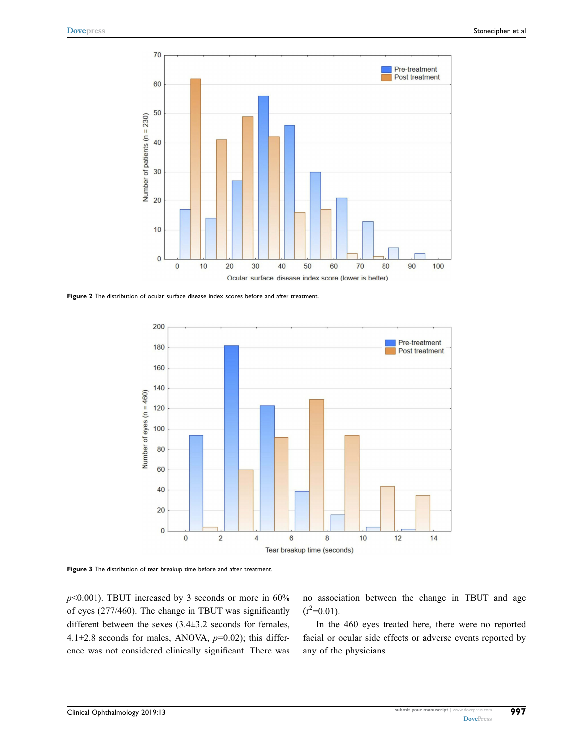**Figure 2** The distribution of ocular surface disease index scores before and after treatment.

**Figure 3** The distribution of tear breakup time before and after treatment.

$p<0.001$). TBUT increased by 3 seconds or more in 60% of eyes (277/460). The change in TBUT was significantly different between the sexes (3.4±3.2 seconds for females, 4.1±2.8 seconds for males, ANOVA, $p=0.02$); this difference was not considered clinically significant. There was no association between the change in TBUT and age ($r^2=0.01$).

In the 460 eyes treated here, there were no reported facial or ocular side effects or adverse events reported by any of the physicians.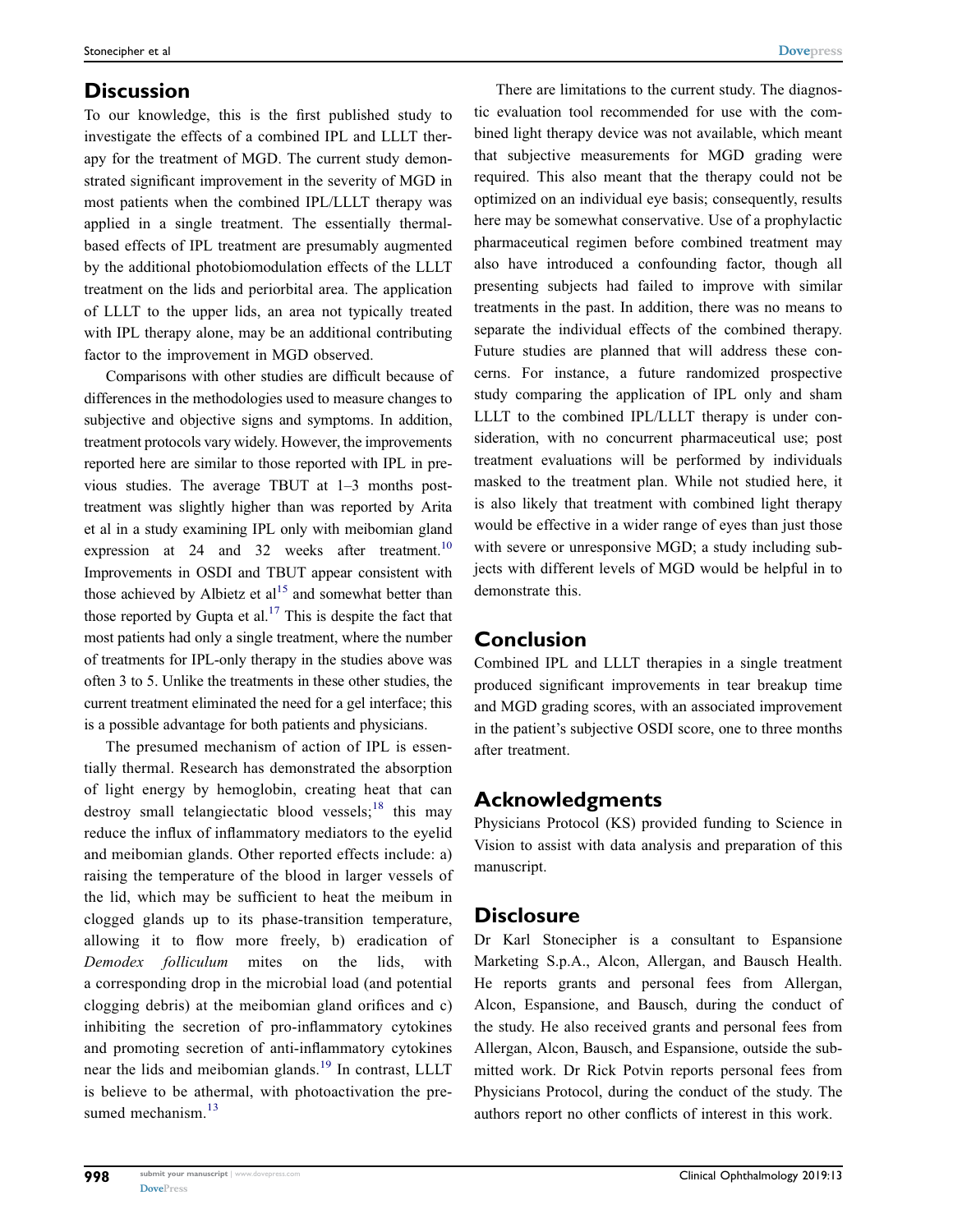## Discussion

To our knowledge, this is the first published study to investigate the effects of a combined IPL and LLLT therapy for the treatment of MGD. The current study demonstrated significant improvement in the severity of MGD in most patients when the combined IPL/LLLT therapy was applied in a single treatment. The essentially thermal-based effects of IPL treatment are presumably augmented by the additional photobiomodulation effects of the LLLT treatment on the lids and periorbital area. The application of LLLT to the upper lids, an area not typically treated with IPL therapy alone, may be an additional contributing factor to the improvement in MGD observed.

Comparisons with other studies are difficult because of differences in the methodologies used to measure changes to subjective and objective signs and symptoms. In addition, treatment protocols vary widely. However, the improvements reported here are similar to those reported with IPL in previous studies. The average TBUT at 1–3 months post-treatment was slightly higher than was reported by Arita et al in a study examining IPL only with meibomian gland expression at 24 and 32 weeks after treatment.[10] Improvements in OSDI and TBUT appear consistent with those achieved by Albietz et al[15] and somewhat better than those reported by Gupta et al.[17] This is despite the fact that most patients had only a single treatment, where the number of treatments for IPL-only therapy in the studies above was often 3 to 5. Unlike the treatments in these other studies, the current treatment eliminated the need for a gel interface; this is a possible advantage for both patients and physicians.

The presumed mechanism of action of IPL is essentially thermal. Research has demonstrated the absorption of light energy by hemoglobin, creating heat that can destroy small telangiectatic blood vessels;[18] this may reduce the influx of inflammatory mediators to the eyelid and meibomian glands. Other reported effects include: a) raising the temperature of the blood in larger vessels of the lid, which may be sufficient to heat the meibum in clogged glands up to its phase-transition temperature, allowing it to flow more freely, b) eradication of *Demodex folliculum* mites on the lids, with a corresponding drop in the microbial load (and potential clogging debris) at the meibomian gland orifices and c) inhibiting the secretion of pro-inflammatory cytokines and promoting secretion of anti-inflammatory cytokines near the lids and meibomian glands.[19] In contrast, LLLT is believe to be athermal, with photoactivation the presumed mechanism.[13]

There are limitations to the current study. The diagnostic evaluation tool recommended for use with the combined light therapy device was not available, which meant that subjective measurements for MGD grading were required. This also meant that the therapy could not be optimized on an individual eye basis; consequently, results here may be somewhat conservative. Use of a prophylactic pharmaceutical regimen before combined treatment may also have introduced a confounding factor, though all presenting subjects had failed to improve with similar treatments in the past. In addition, there was no means to separate the individual effects of the combined therapy. Future studies are planned that will address these concerns. For instance, a future randomized prospective study comparing the application of IPL only and sham LLLT to the combined IPL/LLLT therapy is under consideration, with no concurrent pharmaceutical use; post treatment evaluations will be performed by individuals masked to the treatment plan. While not studied here, it is also likely that treatment with combined light therapy would be effective in a wider range of eyes than just those with severe or unresponsive MGD; a study including subjects with different levels of MGD would be helpful in to demonstrate this.

## Conclusion

Combined IPL and LLLT therapies in a single treatment produced significant improvements in tear breakup time and MGD grading scores, with an associated improvement in the patient's subjective OSDI score, one to three months after treatment.

## Acknowledgments

Physicians Protocol (KS) provided funding to Science in Vision to assist with data analysis and preparation of this manuscript.

## Disclosure

Dr Karl Stonecipher is a consultant to Espansione Marketing S.p.A., Alcon, Allergan, and Bausch Health. He reports grants and personal fees from Allergan, Alcon, Espansione, and Bausch, during the conduct of the study. He also received grants and personal fees from Allergan, Alcon, Bausch, and Espansione, outside the submitted work. Dr Rick Potvin reports personal fees from Physicians Protocol, during the conduct of the study. The authors report no other conflicts of interest in this work.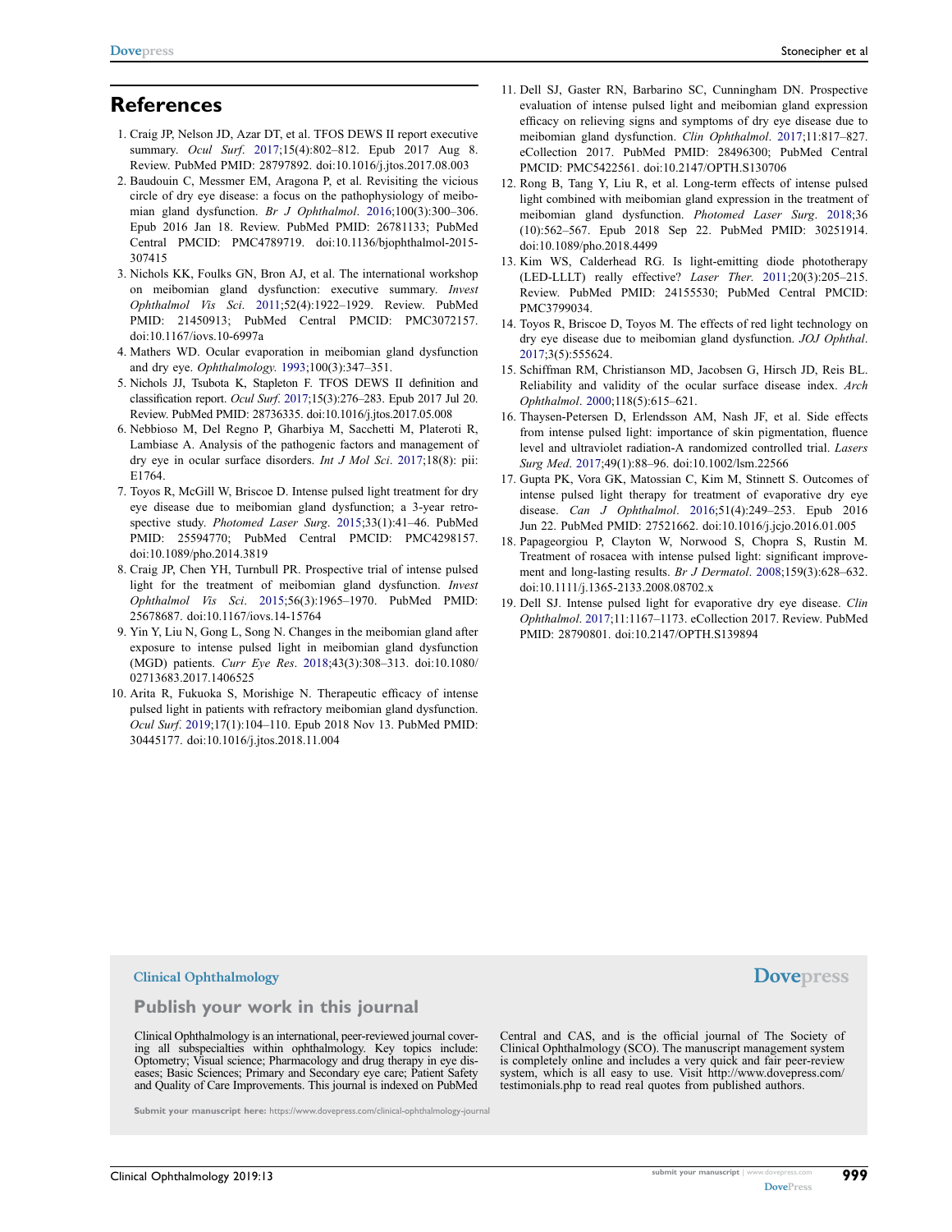## References

1. Craig JP, Nelson JD, Azar DT, et al. TFOS DEWS II report executive summary. *Ocul Surf*. 2017;15(4):802–812. Epub 2017 Aug 8. Review. PubMed PMID: 28797892. doi:10.1016/j.jtos.2017.08.003
2. Baudouin C, Messmer EM, Aragona P, et al. Revisiting the vicious circle of dry eye disease: a focus on the pathophysiology of meibomian gland dysfunction. *Br J Ophthalmol*. 2016;100(3):300–306. Epub 2016 Jan 18. Review. PubMed PMID: 26781133; PubMed Central PMCID: PMC4789719. doi:10.1136/bjophthalmol-2015-307415
3. Nichols KK, Foulks GN, Bron AJ, et al. The international workshop on meibomian gland dysfunction: executive summary. *Invest Ophthalmol Vis Sci*. 2011;52(4):1922–1929. Review. PubMed PMID: 21450913; PubMed Central PMCID: PMC3072157. doi:10.1167/iovs.10-6997a
4. Mathers WD. Ocular evaporation in meibomian gland dysfunction and dry eye. *Ophthalmology*. 1993;100(3):347–351.
5. Nichols JJ, Tsubota K, Stapleton F. TFOS DEWS II definition and classification report. *Ocul Surf*. 2017;15(3):276–283. Epub 2017 Jul 20. Review. PubMed PMID: 28736335. doi:10.1016/j.jtos.2017.05.008
6. Nebbioso M, Del Regno P, Gharbiya M, Sacchetti M, Plateroti R, Lambiase A. Analysis of the pathogenic factors and management of dry eye in ocular surface disorders. *Int J Mol Sci*. 2017;18(8): pii: E1764.
7. Toyos R, McGill W, Briscoe D. Intense pulsed light treatment for dry eye disease due to meibomian gland dysfunction; a 3-year retrospective study. *Photomed Laser Surg*. 2015;33(1):41–46. PubMed PMID: 25594770; PubMed Central PMCID: PMC4298157. doi:10.1089/pho.2014.3819
8. Craig JP, Chen YH, Turnbull PR. Prospective trial of intense pulsed light for the treatment of meibomian gland dysfunction. *Invest Ophthalmol Vis Sci*. 2015;56(3):1965–1970. PubMed PMID: 25678687. doi:10.1167/iovs.14-15764
9. Yin Y, Liu N, Gong L, Song N. Changes in the meibomian gland after exposure to intense pulsed light in meibomian gland dysfunction (MGD) patients. *Curr Eye Res*. 2018;43(3):308–313. doi:10.1080/02713683.2017.1406525
10. Arita R, Fukuoka S, Morishige N. Therapeutic efficacy of intense pulsed light in patients with refractory meibomian gland dysfunction. *Ocul Surf*. 2019;17(1):104–110. Epub 2018 Nov 13. PubMed PMID: 30445177. doi:10.1016/j.jtos.2018.11.004
11. Dell SJ, Gaster RN, Barbarino SC, Cunningham DN. Prospective evaluation of intense pulsed light and meibomian gland expression efficacy on relieving signs and symptoms of dry eye disease due to meibomian gland dysfunction. *Clin Ophthalmol*. 2017;11:817–827. eCollection 2017. PubMed PMID: 28496300; PubMed Central PMCID: PMC5422561. doi:10.2147/OPTH.S130706
12. Rong B, Tang Y, Liu R, et al. Long-term effects of intense pulsed light combined with meibomian gland expression in the treatment of meibomian gland dysfunction. *Photomed Laser Surg*. 2018;36(10):562–567. Epub 2018 Sep 22. PubMed PMID: 30251914. doi:10.1089/pho.2018.4499
13. Kim WS, Calderhead RG. Is light-emitting diode phototherapy (LED-LLLT) really effective? *Laser Ther*. 2011;20(3):205–215. Review. PubMed PMID: 24155530; PubMed Central PMCID: PMC3799034.
14. Toyos R, Briscoe D, Toyos M. The effects of red light technology on dry eye disease due to meibomian gland dysfunction. *JOJ Ophthal*. 2017;3(5):555624.
15. Schiffman RM, Christianson MD, Jacobsen G, Hirsch JD, Reis BL. Reliability and validity of the ocular surface disease index. *Arch Ophthalmol*. 2000;118(5):615–621.
16. Thaysen-Petersen D, Erlendsson AM, Nash JF, et al. Side effects from intense pulsed light: importance of skin pigmentation, fluence level and ultraviolet radiation-A randomized controlled trial. *Lasers Surg Med*. 2017;49(1):88–96. doi:10.1002/lsm.22566
17. Gupta PK, Vora GK, Matossian C, Kim M, Stinnett S. Outcomes of intense pulsed light therapy for treatment of evaporative dry eye disease. *Can J Ophthalmol*. 2016;51(4):249–253. Epub 2016 Jun 22. PubMed PMID: 27521662. doi:10.1016/j.jcjo.2016.01.005
18. Papageorgiou P, Clayton W, Norwood S, Chopra S, Rustin M. Treatment of rosacea with intense pulsed light: significant improvement and long-lasting results. *Br J Dermatol*. 2008;159(3):628–632. doi:10.1111/j.1365-2133.2008.08702.x
19. Dell SJ. Intense pulsed light for evaporative dry eye disease. *Clin Ophthalmol*. 2017;11:1167–1173. eCollection 2017. Review. PubMed PMID: 28790801. doi:10.2147/OPTH.S139894

**Clinical Ophthalmology**

**Publish your work in this journal**

Clinical Ophthalmology is an international, peer-reviewed journal covering all subspecialties within ophthalmology. Key topics include: Optometry; Visual science; Pharmacology and drug therapy in eye diseases; Basic Sciences; Primary and Secondary eye care; Patient Safety and Quality of Care Improvements. This journal is indexed on PubMed Central and CAS, and is the official journal of The Society of Clinical Ophthalmology (SCO). The manuscript management system is completely online and includes a very quick and fair peer-review system, which is all easy to use. Visit http://www.dovepress.com/testimonials.php to read real quotes from published authors.

**Submit your manuscript here:** https://www.dovepress.com/clinical-ophthalmology-journal